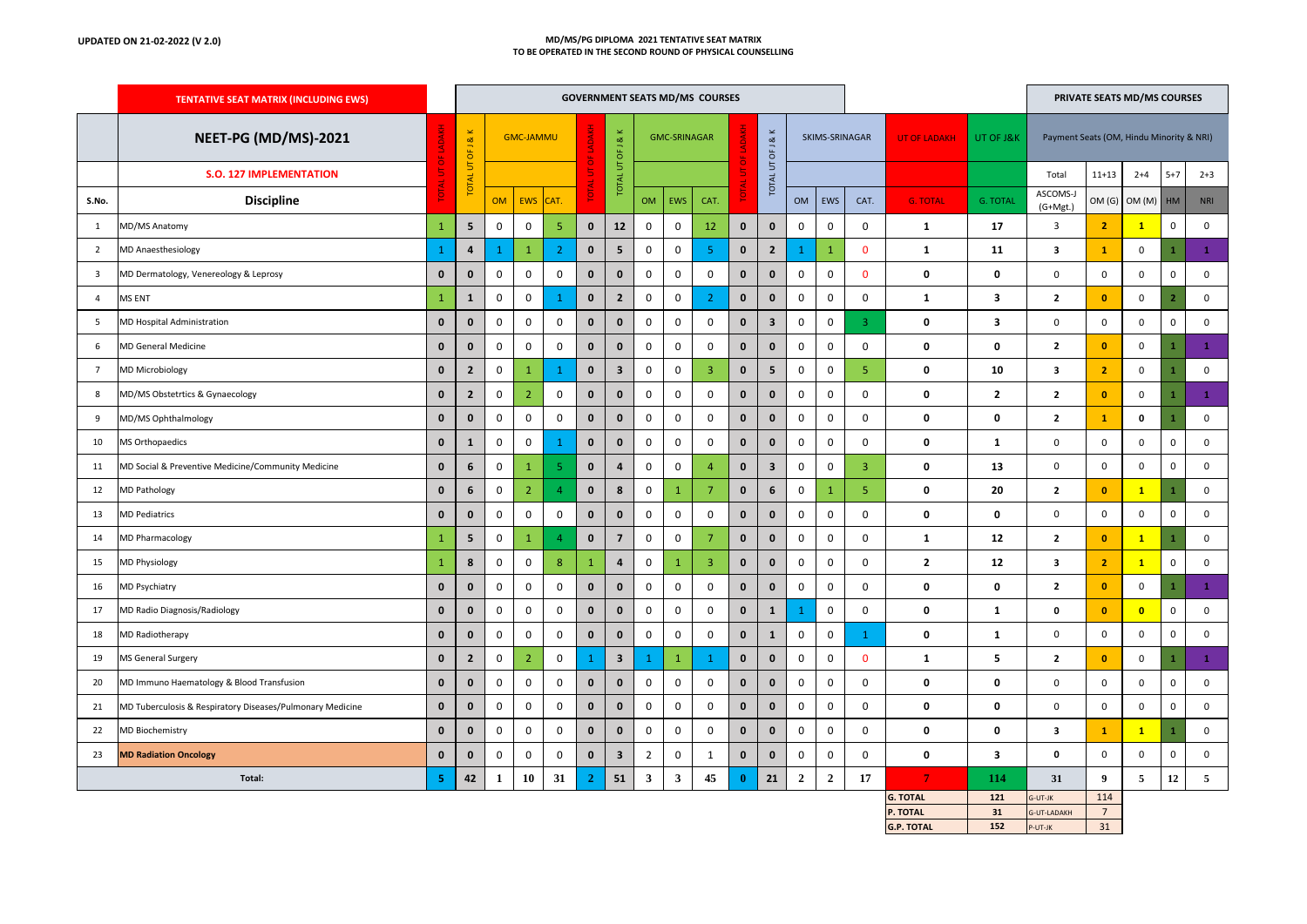UPDATED ON 21-02-2022 (V 2.0)

## MD/MS/PG DIPLOMA 2021 TENTATIVE SEAT MATRIX
## TO BE OPERATED IN THE SECOND ROUND OF PHYSICAL COUNSELLING

| | TENTATIVE SEAT MATRIX (INCLUDING EWS) | GOVERNMENT SEATS MD/MS COURSES | | | | | | | | | | | | | | | | | | PRIVATE SEATS MD/MS COURSES | | | | |
|---|---|---|---|---|---|---|---|---|---|---|---|---|---|---|---|---|---|---|---|---|---|---|---|---|
| | NEET-PG (MD/MS)-2021 | TOTAL UT OF LADAKH | TOTAL UT OF J & K | GMC-JAMMU | | | TOTAL UT OF LADAKH | TOTAL UT OF J & K | GMC-SRINAGAR | | | TOTAL UT OF LADAKH | TOTAL UT OF J & K | SKIMS-SRINAGAR | | | UT OF LADAKH | UT OF J&K | Payment Seats (OM, Hindu Minority & NRI) | | | | |
| | S.O. 127 IMPLEMENTATION | | | | | | | | | | | | | | | | | | Total | 11+13 | 2+4 | 5+7 | 2+3 |
| S.No. | Discipline | | | OM | EWS | CAT. | | | OM | EWS | CAT. | | | OM | EWS | CAT. | G. TOTAL | G. TOTAL | ASCOMS-J (G+Mgt.) | OM (G) | OM (M) | HM | NRI |
| 1 | MD/MS Anatomy | 1 | 5 | 0 | 0 | 5 | 0 | 12 | 0 | 0 | 12 | 0 | 0 | 0 | 0 | 0 | 1 | 17 | 3 | 2 | 1 | 0 | 0 |
| 2 | MD Anaesthesiology | 1 | 4 | 1 | 1 | 2 | 0 | 5 | 0 | 0 | 5 | 0 | 2 | 1 | 1 | 0 | 1 | 11 | 3 | 1 | 0 | 1 | 1 |
| 3 | MD Dermatology, Venereology & Leprosy | 0 | 0 | 0 | 0 | 0 | 0 | 0 | 0 | 0 | 0 | 0 | 0 | 0 | 0 | 0 | 0 | 0 | 0 | 0 | 0 | 0 | 0 |
| 4 | MS ENT | 1 | 1 | 0 | 0 | 1 | 0 | 2 | 0 | 0 | 2 | 0 | 0 | 0 | 0 | 0 | 1 | 3 | 2 | 0 | 0 | 2 | 0 |
| 5 | MD Hospital Administration | 0 | 0 | 0 | 0 | 0 | 0 | 0 | 0 | 0 | 0 | 0 | 3 | 0 | 0 | 3 | 0 | 3 | 0 | 0 | 0 | 0 | 0 |
| 6 | MD General Medicine | 0 | 0 | 0 | 0 | 0 | 0 | 0 | 0 | 0 | 0 | 0 | 0 | 0 | 0 | 0 | 0 | 0 | 2 | 0 | 0 | 1 | 1 |
| 7 | MD Microbiology | 0 | 2 | 0 | 1 | 1 | 0 | 3 | 0 | 0 | 3 | 0 | 5 | 0 | 0 | 5 | 0 | 10 | 3 | 2 | 0 | 1 | 0 |
| 8 | MD/MS Obstetrtics & Gynaecology | 0 | 2 | 0 | 2 | 0 | 0 | 0 | 0 | 0 | 0 | 0 | 0 | 0 | 0 | 0 | 0 | 2 | 2 | 0 | 0 | 1 | 1 |
| 9 | MD/MS Ophthalmology | 0 | 0 | 0 | 0 | 0 | 0 | 0 | 0 | 0 | 0 | 0 | 0 | 0 | 0 | 0 | 0 | 0 | 2 | 1 | 0 | 1 | 0 |
| 10 | MS Orthopaedics | 0 | 1 | 0 | 0 | 1 | 0 | 0 | 0 | 0 | 0 | 0 | 0 | 0 | 0 | 0 | 0 | 1 | 0 | 0 | 0 | 0 | 0 |
| 11 | MD Social & Preventive Medicine/Community Medicine | 0 | 6 | 0 | 1 | 5 | 0 | 4 | 0 | 0 | 4 | 0 | 3 | 0 | 0 | 3 | 0 | 13 | 0 | 0 | 0 | 0 | 0 |
| 12 | MD Pathology | 0 | 6 | 0 | 2 | 4 | 0 | 8 | 0 | 1 | 7 | 0 | 6 | 0 | 1 | 5 | 0 | 20 | 2 | 0 | 1 | 1 | 0 |
| 13 | MD Pediatrics | 0 | 0 | 0 | 0 | 0 | 0 | 0 | 0 | 0 | 0 | 0 | 0 | 0 | 0 | 0 | 0 | 0 | 0 | 0 | 0 | 0 | 0 |
| 14 | MD Pharmacology | 1 | 5 | 0 | 1 | 4 | 0 | 7 | 0 | 0 | 7 | 0 | 0 | 0 | 0 | 0 | 1 | 12 | 2 | 0 | 1 | 1 | 0 |
| 15 | MD Physiology | 1 | 8 | 0 | 0 | 8 | 1 | 4 | 0 | 1 | 3 | 0 | 0 | 0 | 0 | 0 | 2 | 12 | 3 | 2 | 1 | 0 | 0 |
| 16 | MD Psychiatry | 0 | 0 | 0 | 0 | 0 | 0 | 0 | 0 | 0 | 0 | 0 | 0 | 0 | 0 | 0 | 0 | 0 | 2 | 0 | 0 | 1 | 1 |
| 17 | MD Radio Diagnosis/Radiology | 0 | 0 | 0 | 0 | 0 | 0 | 0 | 0 | 0 | 0 | 0 | 1 | 1 | 0 | 0 | 0 | 1 | 0 | 0 | 0 | 0 | 0 |
| 18 | MD Radiotherapy | 0 | 0 | 0 | 0 | 0 | 0 | 0 | 0 | 0 | 0 | 0 | 1 | 0 | 0 | 1 | 0 | 1 | 0 | 0 | 0 | 0 | 0 |
| 19 | MS General Surgery | 0 | 2 | 0 | 2 | 0 | 1 | 3 | 1 | 1 | 1 | 0 | 0 | 0 | 0 | 0 | 1 | 5 | 2 | 0 | 0 | 1 | 1 |
| 20 | MD Immuno Haematology & Blood Transfusion | 0 | 0 | 0 | 0 | 0 | 0 | 0 | 0 | 0 | 0 | 0 | 0 | 0 | 0 | 0 | 0 | 0 | 0 | 0 | 0 | 0 | 0 |
| 21 | MD Tuberculosis & Respiratory Diseases/Pulmonary Medicine | 0 | 0 | 0 | 0 | 0 | 0 | 0 | 0 | 0 | 0 | 0 | 0 | 0 | 0 | 0 | 0 | 0 | 0 | 0 | 0 | 0 | 0 |
| 22 | MD Biochemistry | 0 | 0 | 0 | 0 | 0 | 0 | 0 | 0 | 0 | 0 | 0 | 0 | 0 | 0 | 0 | 0 | 0 | 3 | 1 | 1 | 1 | 0 |
| 23 | MD Radiation Oncology | 0 | 0 | 0 | 0 | 0 | 0 | 3 | 2 | 0 | 1 | 0 | 0 | 0 | 0 | 0 | 0 | 3 | 0 | 0 | 0 | 0 | 0 |
| | Total: | 5 | 42 | 1 | 10 | 31 | 2 | 51 | 3 | 3 | 45 | 0 | 21 | 2 | 2 | 17 | 7 | 114 | 31 | 9 | 5 | 12 | 5 |

| | | | |
|---|---|---|---|
| G. TOTAL | 121 | G-UT-JK | 114 |
| P. TOTAL | 31 | G-UT-LADAKH | 7 |
| G.P. TOTAL | 152 | P-UT-JK | 31 |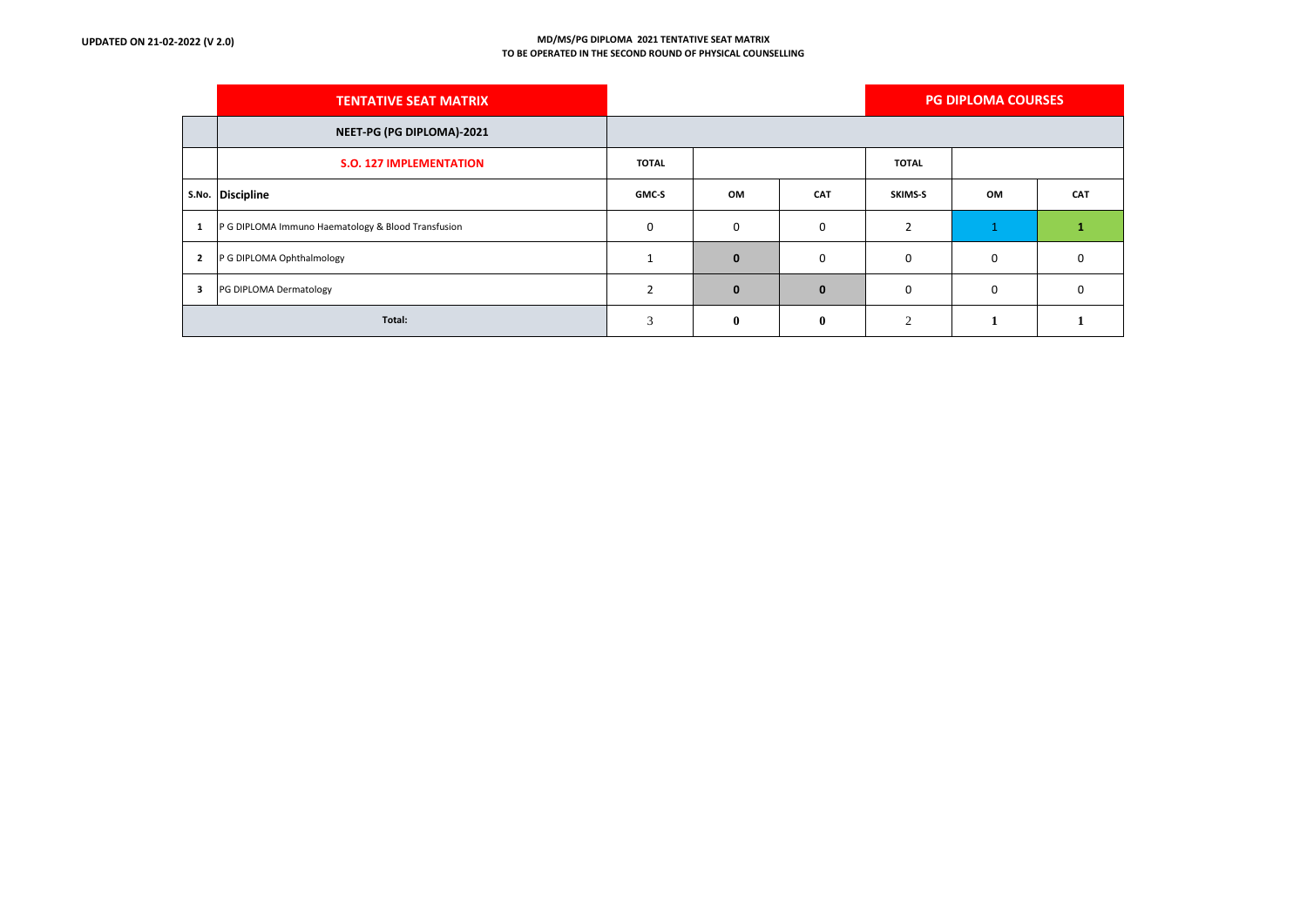UPDATED ON 21-02-2022 (V 2.0)

**MD/MS/PG DIPLOMA 2021 TENTATIVE SEAT MATRIX**
**TO BE OPERATED IN THE SECOND ROUND OF PHYSICAL COUNSELLING**

| | TENTATIVE SEAT MATRIX | | | | PG DIPLOMA COURSES | | |
|---|---|---|---|---|---|---|---|
| | NEET-PG (PG DIPLOMA)-2021 | | | | | | |
| | S.O. 127 IMPLEMENTATION | TOTAL | | | TOTAL | | |
| S.No. | Discipline | GMC-S | OM | CAT | SKIMS-S | OM | CAT |
| 1 | P G DIPLOMA Immuno Haematology & Blood Transfusion | 0 | 0 | 0 | 2 | 1 | 1 |
| 2 | P G DIPLOMA Ophthalmology | 1 | 0 | 0 | 0 | 0 | 0 |
| 3 | PG DIPLOMA Dermatology | 2 | 0 | 0 | 0 | 0 | 0 |
| Total: | | 3 | 0 | 0 | 2 | 1 | 1 |